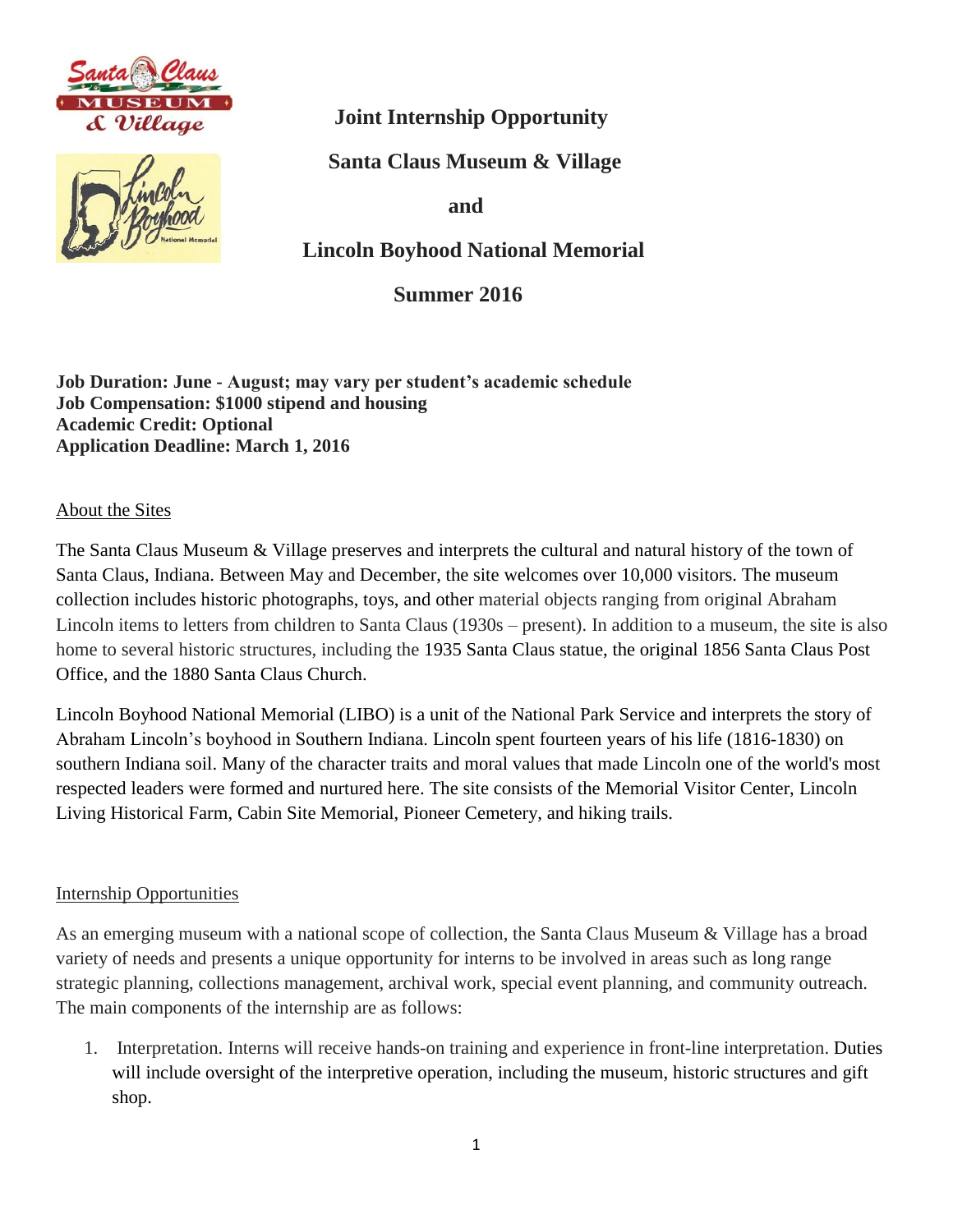# Joint Internship Opportunity

## Santa Claus Museum & Village

## and

## Lincoln Boyhood National Memorial

## Summer 2016

**Job Duration: June - August; may vary per student's academic schedule**
**Job Compensation: $1000 stipend and housing**
**Academic Credit: Optional**
**Application Deadline: March 1, 2016**

### About the Sites

The Santa Claus Museum & Village preserves and interprets the cultural and natural history of the town of Santa Claus, Indiana. Between May and December, the site welcomes over 10,000 visitors. The museum collection includes historic photographs, toys, and other material objects ranging from original Abraham Lincoln items to letters from children to Santa Claus (1930s – present). In addition to a museum, the site is also home to several historic structures, including the 1935 Santa Claus statue, the original 1856 Santa Claus Post Office, and the 1880 Santa Claus Church.

Lincoln Boyhood National Memorial (LIBO) is a unit of the National Park Service and interprets the story of Abraham Lincoln's boyhood in Southern Indiana. Lincoln spent fourteen years of his life (1816-1830) on southern Indiana soil. Many of the character traits and moral values that made Lincoln one of the world's most respected leaders were formed and nurtured here. The site consists of the Memorial Visitor Center, Lincoln Living Historical Farm, Cabin Site Memorial, Pioneer Cemetery, and hiking trails.

### Internship Opportunities

As an emerging museum with a national scope of collection, the Santa Claus Museum & Village has a broad variety of needs and presents a unique opportunity for interns to be involved in areas such as long range strategic planning, collections management, archival work, special event planning, and community outreach. The main components of the internship are as follows:

1. Interpretation. Interns will receive hands-on training and experience in front-line interpretation. Duties will include oversight of the interpretive operation, including the museum, historic structures and gift shop.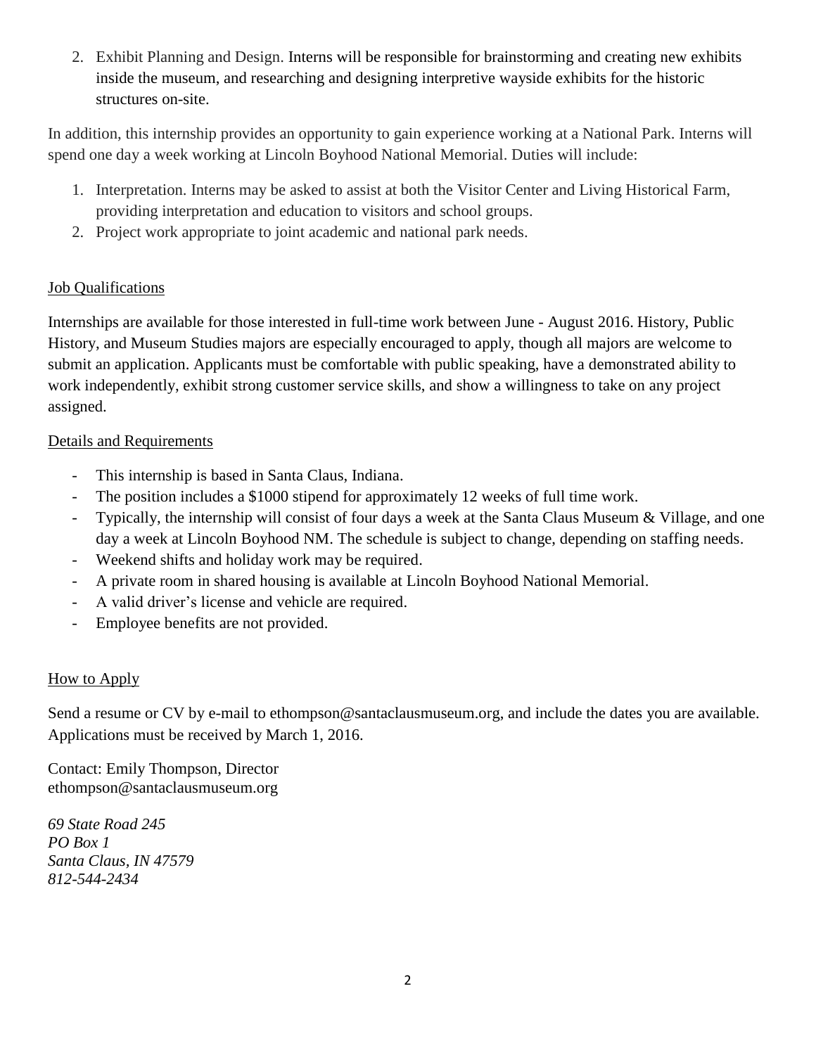2. Exhibit Planning and Design. Interns will be responsible for brainstorming and creating new exhibits inside the museum, and researching and designing interpretive wayside exhibits for the historic structures on-site.

In addition, this internship provides an opportunity to gain experience working at a National Park. Interns will spend one day a week working at Lincoln Boyhood National Memorial. Duties will include:

1. Interpretation. Interns may be asked to assist at both the Visitor Center and Living Historical Farm, providing interpretation and education to visitors and school groups.
2. Project work appropriate to joint academic and national park needs.

## Job Qualifications

Internships are available for those interested in full-time work between June - August 2016. History, Public History, and Museum Studies majors are especially encouraged to apply, though all majors are welcome to submit an application. Applicants must be comfortable with public speaking, have a demonstrated ability to work independently, exhibit strong customer service skills, and show a willingness to take on any project assigned.

## Details and Requirements

- This internship is based in Santa Claus, Indiana.
- The position includes a $1000 stipend for approximately 12 weeks of full time work.
- Typically, the internship will consist of four days a week at the Santa Claus Museum & Village, and one day a week at Lincoln Boyhood NM. The schedule is subject to change, depending on staffing needs.
- Weekend shifts and holiday work may be required.
- A private room in shared housing is available at Lincoln Boyhood National Memorial.
- A valid driver's license and vehicle are required.
- Employee benefits are not provided.

## How to Apply

Send a resume or CV by e-mail to ethompson@santaclausmuseum.org, and include the dates you are available. Applications must be received by March 1, 2016.

Contact: Emily Thompson, Director
ethompson@santaclausmuseum.org

*69 State Road 245*
*PO Box 1*
*Santa Claus, IN 47579*
*812-544-2434*